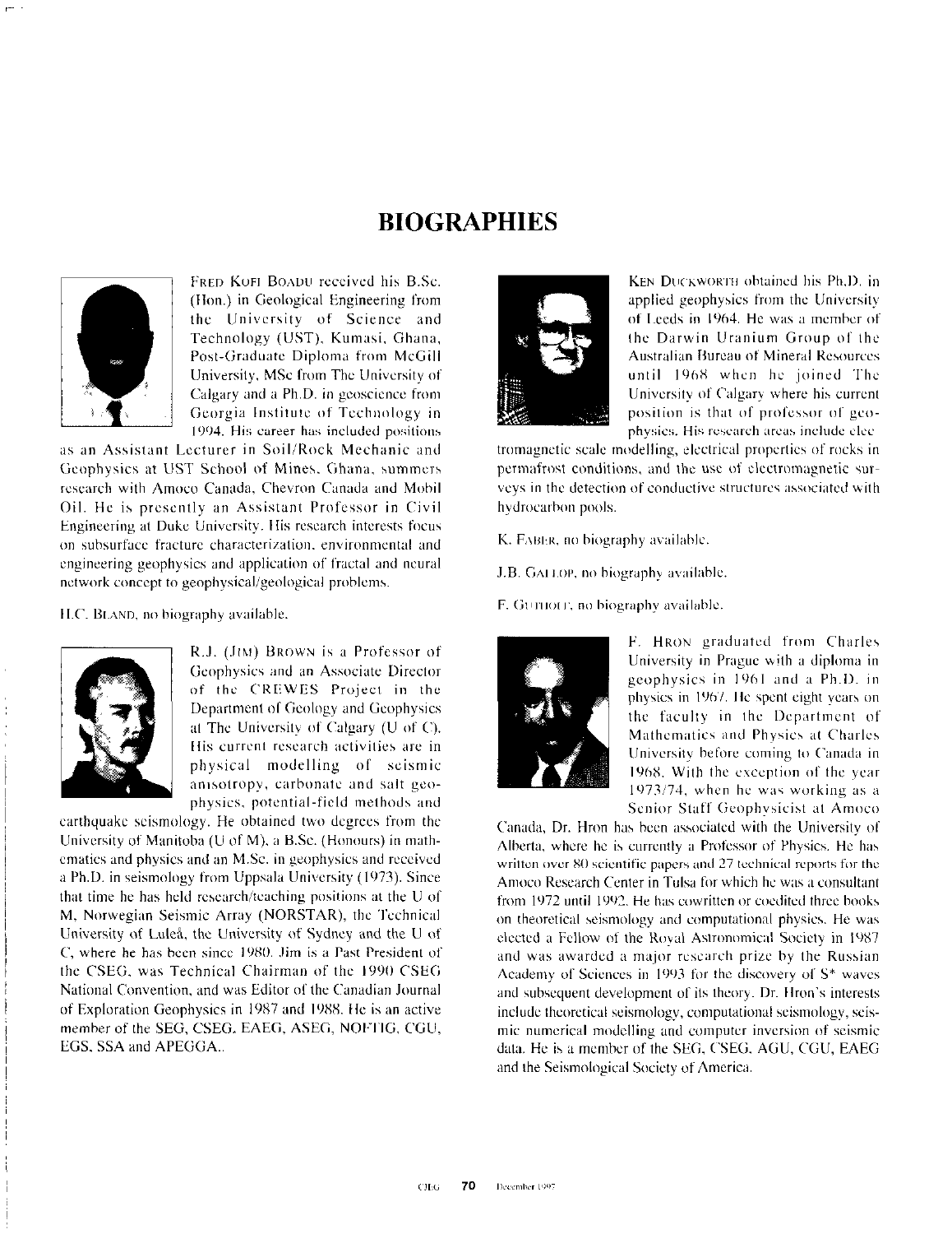# BIOGRAPHIES

FRED KOFI BOADU received his B.Sc. (Hon.) in Geological Engineering from the University of Science and Technology (UST), Kumasi, Ghana, Post-Graduate Diploma from McGill University, MSc from The University of Calgary and a Ph.D. in geoscience from Georgia Institute of Technology in 1994. His career has included positions as an Assistant Lecturer in Soil/Rock Mechanic and Geophysics at UST School of Mines, Ghana, summers research with Amoco Canada, Chevron Canada and Mobil Oil. He is presently an Assistant Professor in Civil Engineering at Duke University. His research interests focus on subsurface fracture characterization, environmental and engineering geophysics and application of fractal and neural network concept to geophysical/geological problems.

H.C. BLAND, no biography available.

R.J. (JIM) BROWN is a Professor of Geophysics and an Associate Director of the CREWES Project in the Department of Geology and Geophysics at The University of Calgary (U of C). His current research activities are in physical modelling of seismic anisotropy, carbonate and salt geophysics, potential-field methods and earthquake seismology. He obtained two degrees from the University of Manitoba (U of M), a B.Sc. (Honours) in mathematics and physics and an M.Sc. in geophysics and received a Ph.D. in seismology from Uppsala University (1973). Since that time he has held research/teaching positions at the U of M, Norwegian Seismic Array (NORSTAR), the Technical University of Luleå, the University of Sydney and the U of C, where he has been since 1980. Jim is a Past President of the CSEG, was Technical Chairman of the 1990 CSEG National Convention, and was Editor of the Canadian Journal of Exploration Geophysics in 1987 and 1988. He is an active member of the SEG, CSEG, EAEG, ASEG, NOFTIG, CGU, EGS, SSA and APEGGA..

KEN DUCKWORTH obtained his Ph.D. in applied geophysics from the University of Leeds in 1964. He was a member of the Darwin Uranium Group of the Australian Bureau of Mineral Resources until 1968 when he joined The University of Calgary where his current position is that of professor of geophysics. His research areas include electromagnetic scale modelling, electrical properties of rocks in permafrost conditions, and the use of electromagnetic surveys in the detection of conductive structures associated with hydrocarbon pools.

K. FABER, no biography available.

J.B. GALLOP, no biography available.

F. GUTHOFF, no biography available.

F. HRON graduated from Charles University in Prague with a diploma in geophysics in 1961 and a Ph.D. in physics in 1967. He spent eight years on the faculty in the Department of Mathematics and Physics at Charles University before coming to Canada in 1968. With the exception of the year 1973/74, when he was working as a Senior Staff Geophysicist at Amoco Canada, Dr. Hron has been associated with the University of Alberta, where he is currently a Professor of Physics. He has written over 80 scientific papers and 27 technical reports for the Amoco Research Center in Tulsa for which he was a consultant from 1972 until 1992. He has cowritten or coedited three books on theoretical seismology and computational physics. He was elected a Fellow of the Royal Astronomical Society in 1987 and was awarded a major research prize by the Russian Academy of Sciences in 1993 for the discovery of S* waves and subsequent development of its theory. Dr. Hron's interests include theoretical seismology, computational seismology, seismic numerical modelling and computer inversion of seismic data. He is a member of the SEG, CSEG, AGU, CGU, EAEG and the Seismological Society of America.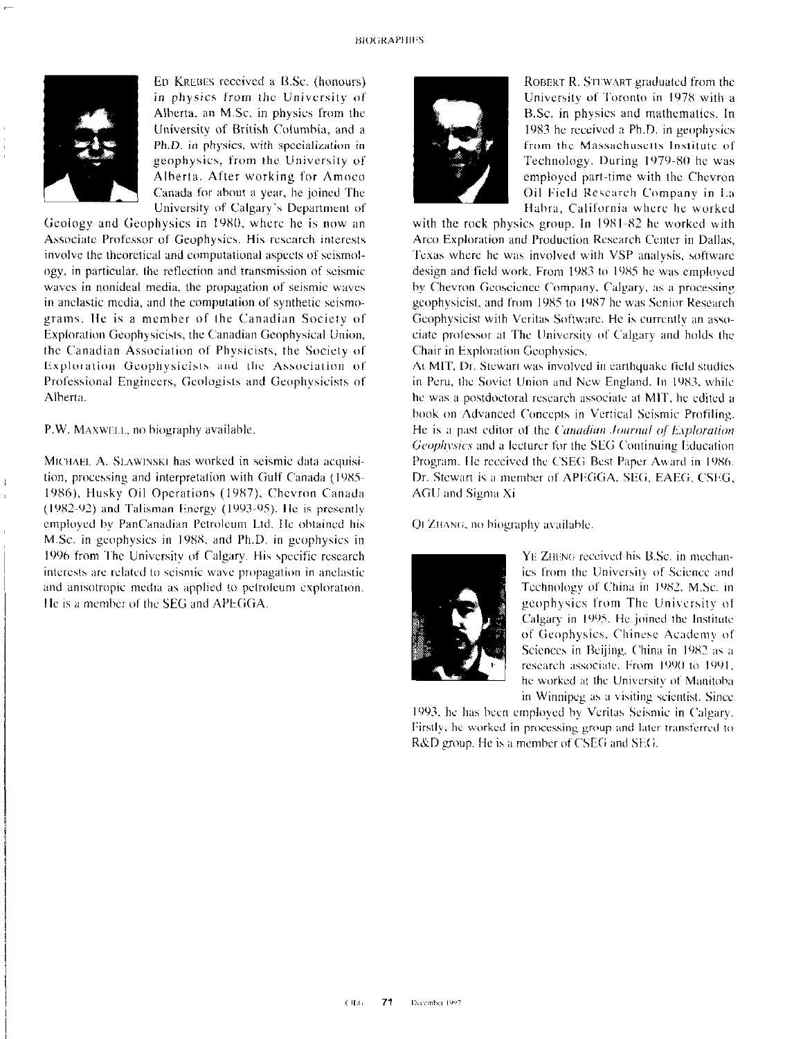Ed Krebes received a B.Sc. (honours) in physics from the University of Alberta, an M.Sc. in physics from the University of British Columbia, and a Ph.D. in physics, with specialization in geophysics, from the University of Alberta. After working for Amoco Canada for about a year, he joined The University of Calgary's Department of Geology and Geophysics in 1980, where he is now an Associate Professor of Geophysics. His research interests involve the theoretical and computational aspects of seismology, in particular, the reflection and transmission of seismic waves in nonideal media, the propagation of seismic waves in anelastic media, and the computation of synthetic seismograms. He is a member of the Canadian Society of Exploration Geophysicists, the Canadian Geophysical Union, the Canadian Association of Physicists, the Society of Exploration Geophysicists and the Association of Professional Engineers, Geologists and Geophysicists of Alberta.

P.W. Maxwell, no biography available.

Michael A. Slawinski has worked in seismic data acquisition, processing and interpretation with Gulf Canada (1985-1986), Husky Oil Operations (1987), Chevron Canada (1982-92) and Talisman Energy (1993-95). He is presently employed by PanCanadian Petroleum Ltd. He obtained his M.Sc. in geophysics in 1988, and Ph.D. in geophysics in 1996 from The University of Calgary. His specific research interests are related to seismic wave propagation in anelastic and anisotropic media as applied to petroleum exploration. He is a member of the SEG and APEGGA.

Robert R. Stewart graduated from the University of Toronto in 1978 with a B.Sc. in physics and mathematics. In 1983 he received a Ph.D. in geophysics from the Massachusetts Institute of Technology. During 1979-80 he was employed part-time with the Chevron Oil Field Research Company in La Habra, California where he worked with the rock physics group. In 1981-82 he worked with Arco Exploration and Production Research Center in Dallas, Texas where he was involved with VSP analysis, software design and field work. From 1983 to 1985 he was employed by Chevron Geoscience Company, Calgary, as a processing geophysicist, and from 1985 to 1987 he was Senior Research Geophysicist with Veritas Software. He is currently an associate professor at The University of Calgary and holds the Chair in Exploration Geophysics.

At MIT, Dr. Stewart was involved in earthquake field studies in Peru, the Soviet Union and New England. In 1983, while he was a postdoctoral research associate at MIT, he edited a book on Advanced Concepts in Vertical Seismic Profiling. He is a past editor of the *Canadian Journal of Exploration Geophysics* and a lecturer for the SEG Continuing Education Program. He received the CSEG Best Paper Award in 1986. Dr. Stewart is a member of APEGGA, SEG, EAEG, CSEG, AGU and Sigma Xi

Qi Zhang, no biography available.

Ye Zheng received his B.Sc. in mechanics from the University of Science and Technology of China in 1982, M.Sc. in geophysics from The University of Calgary in 1995. He joined the Institute of Geophysics, Chinese Academy of Sciences in Beijing, China in 1982 as a research associate. From 1990 to 1991, he worked at the University of Manitoba in Winnipeg as a visiting scientist. Since 1993, he has been employed by Veritas Seismic in Calgary. Firstly, he worked in processing group and later transferred to R&D group. He is a member of CSEG and SEG.